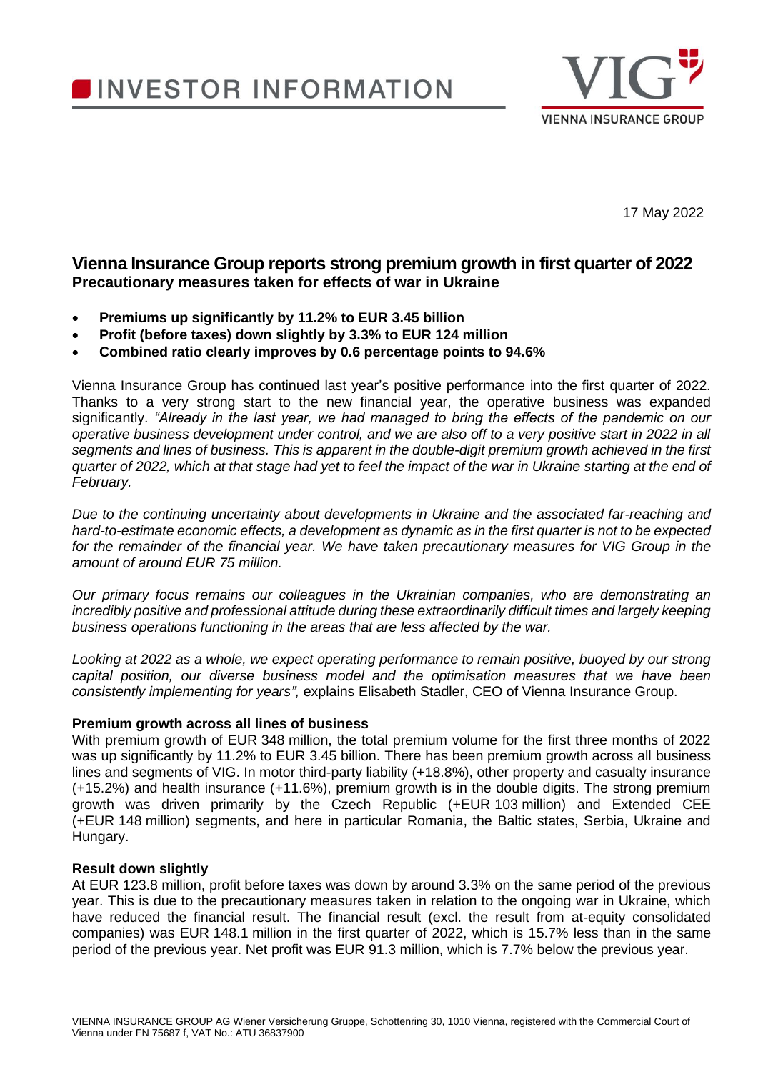# INVESTOR INFORMATION

17 May 2022

## Vienna Insurance Group reports strong premium growth in first quarter of 2022

**Precautionary measures taken for effects of war in Ukraine**

- **Premiums up significantly by 11.2% to EUR 3.45 billion**
- **Profit (before taxes) down slightly by 3.3% to EUR 124 million**
- **Combined ratio clearly improves by 0.6 percentage points to 94.6%**

Vienna Insurance Group has continued last year's positive performance into the first quarter of 2022. Thanks to a very strong start to the new financial year, the operative business was expanded significantly. *"Already in the last year, we had managed to bring the effects of the pandemic on our operative business development under control, and we are also off to a very positive start in 2022 in all segments and lines of business. This is apparent in the double-digit premium growth achieved in the first quarter of 2022, which at that stage had yet to feel the impact of the war in Ukraine starting at the end of February.*

*Due to the continuing uncertainty about developments in Ukraine and the associated far-reaching and hard-to-estimate economic effects, a development as dynamic as in the first quarter is not to be expected for the remainder of the financial year. We have taken precautionary measures for VIG Group in the amount of around EUR 75 million.*

*Our primary focus remains our colleagues in the Ukrainian companies, who are demonstrating an incredibly positive and professional attitude during these extraordinarily difficult times and largely keeping business operations functioning in the areas that are less affected by the war.*

*Looking at 2022 as a whole, we expect operating performance to remain positive, buoyed by our strong capital position, our diverse business model and the optimisation measures that we have been consistently implementing for years",* explains Elisabeth Stadler, CEO of Vienna Insurance Group.

**Premium growth across all lines of business**

With premium growth of EUR 348 million, the total premium volume for the first three months of 2022 was up significantly by 11.2% to EUR 3.45 billion. There has been premium growth across all business lines and segments of VIG. In motor third-party liability (+18.8%), other property and casualty insurance (+15.2%) and health insurance (+11.6%), premium growth is in the double digits. The strong premium growth was driven primarily by the Czech Republic (+EUR 103 million) and Extended CEE (+EUR 148 million) segments, and here in particular Romania, the Baltic states, Serbia, Ukraine and Hungary.

**Result down slightly**

At EUR 123.8 million, profit before taxes was down by around 3.3% on the same period of the previous year. This is due to the precautionary measures taken in relation to the ongoing war in Ukraine, which have reduced the financial result. The financial result (excl. the result from at-equity consolidated companies) was EUR 148.1 million in the first quarter of 2022, which is 15.7% less than in the same period of the previous year. Net profit was EUR 91.3 million, which is 7.7% below the previous year.

VIENNA INSURANCE GROUP AG Wiener Versicherung Gruppe, Schottenring 30, 1010 Vienna, registered with the Commercial Court of Vienna under FN 75687 f, VAT No.: ATU 36837900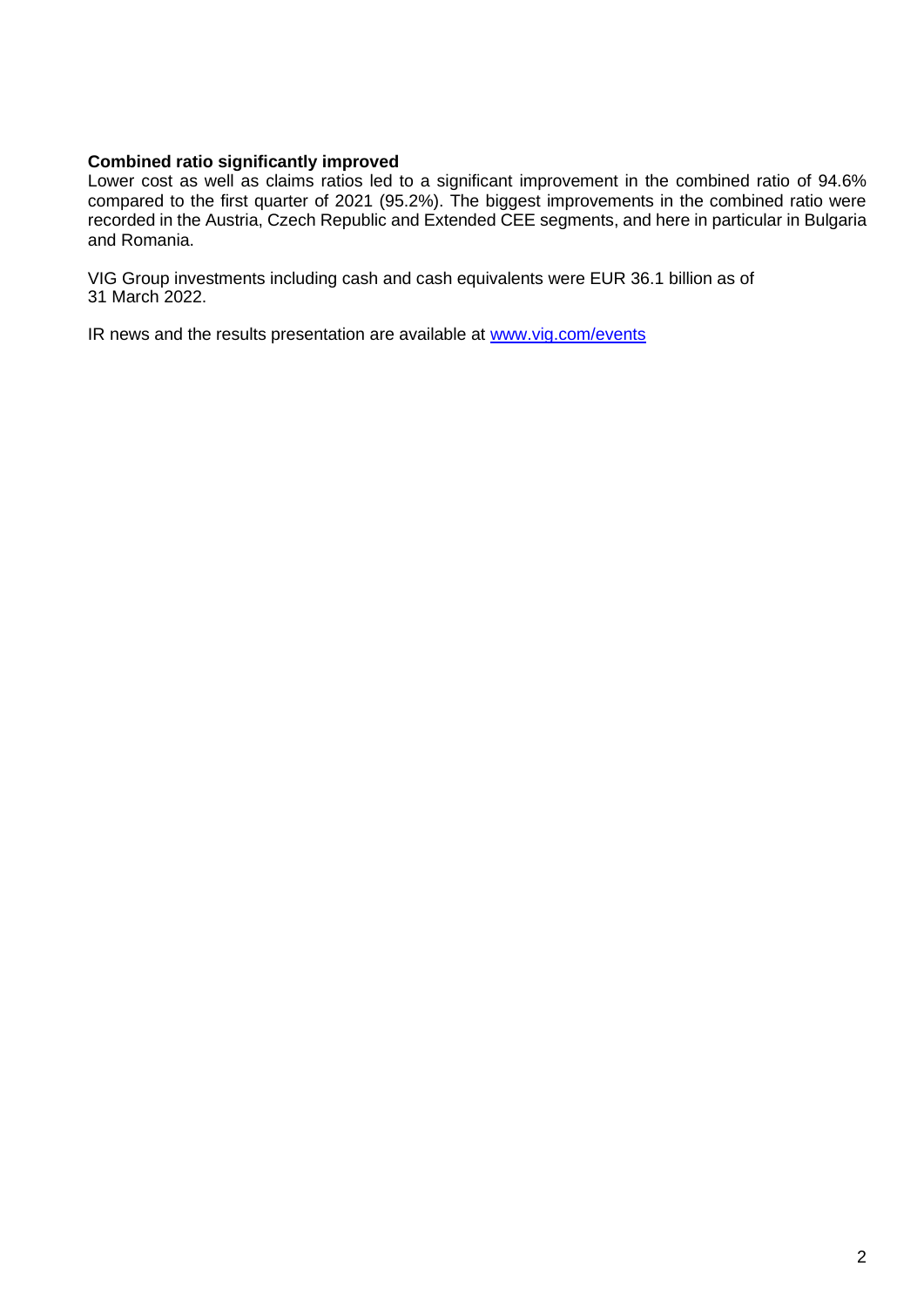**Combined ratio significantly improved**

Lower cost as well as claims ratios led to a significant improvement in the combined ratio of 94.6% compared to the first quarter of 2021 (95.2%). The biggest improvements in the combined ratio were recorded in the Austria, Czech Republic and Extended CEE segments, and here in particular in Bulgaria and Romania.

VIG Group investments including cash and cash equivalents were EUR 36.1 billion as of 31 March 2022.

IR news and the results presentation are available at [www.vig.com/events](www.vig.com/events)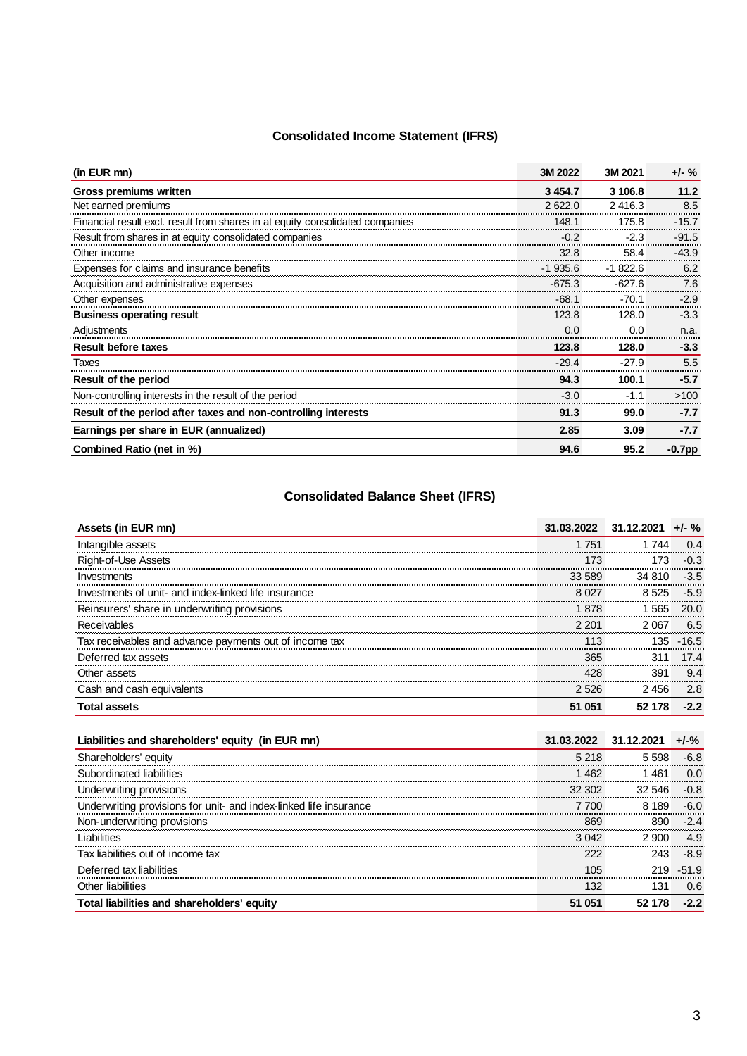## Consolidated Income Statement (IFRS)

| (in EUR mn) | 3M 2022 | 3M 2021 | +/- % |
|---|---|---|---|
| **Gross premiums written** | **3 454.7** | **3 106.8** | **11.2** |
| Net earned premiums | 2 622.0 | 2 416.3 | 8.5 |
| Financial result excl. result from shares in at equity consolidated companies | 148.1 | 175.8 | -15.7 |
| Result from shares in at equity consolidated companies | -0.2 | -2.3 | -91.5 |
| Other income | 32.8 | 58.4 | -43.9 |
| Expenses for claims and insurance benefits | -1 935.6 | -1 822.6 | 6.2 |
| Acquisition and administrative expenses | -675.3 | -627.6 | 7.6 |
| Other expenses | -68.1 | -70.1 | -2.9 |
| **Business operating result** | 123.8 | 128.0 | -3.3 |
| Adjustments | 0.0 | 0.0 | n.a. |
| **Result before taxes** | **123.8** | **128.0** | **-3.3** |
| Taxes | -29.4 | -27.9 | 5.5 |
| **Result of the period** | **94.3** | **100.1** | **-5.7** |
| Non-controlling interests in the result of the period | -3.0 | -1.1 | >100 |
| **Result of the period after taxes and non-controlling interests** | **91.3** | **99.0** | **-7.7** |
| **Earnings per share in EUR (annualized)** | **2.85** | **3.09** | **-7.7** |
| **Combined Ratio (net in %)** | **94.6** | **95.2** | **-0.7pp** |

## Consolidated Balance Sheet (IFRS)

| Assets (in EUR mn) | 31.03.2022 | 31.12.2021 | +/- % |
|---|---|---|---|
| Intangible assets | 1 751 | 1 744 | 0.4 |
| Right-of-Use Assets | 173 | 173 | -0.3 |
| Investments | 33 589 | 34 810 | -3.5 |
| Investments of unit- and index-linked life insurance | 8 027 | 8 525 | -5.9 |
| Reinsurers' share in underwriting provisions | 1 878 | 1 565 | 20.0 |
| Receivables | 2 201 | 2 067 | 6.5 |
| Tax receivables and advance payments out of income tax | 113 | 135 | -16.5 |
| Deferred tax assets | 365 | 311 | 17.4 |
| Other assets | 428 | 391 | 9.4 |
| Cash and cash equivalents | 2 526 | 2 456 | 2.8 |
| **Total assets** | **51 051** | **52 178** | **-2.2** |

| Liabilities and shareholders' equity (in EUR mn) | 31.03.2022 | 31.12.2021 | +/-% |
|---|---|---|---|
| Shareholders' equity | 5 218 | 5 598 | -6.8 |
| Subordinated liabilities | 1 462 | 1 461 | 0.0 |
| Underwriting provisions | 32 302 | 32 546 | -0.8 |
| Underwriting provisions for unit- and index-linked life insurance | 7 700 | 8 189 | -6.0 |
| Non-underwriting provisions | 869 | 890 | -2.4 |
| Liabilities | 3 042 | 2 900 | 4.9 |
| Tax liabilities out of income tax | 222 | 243 | -8.9 |
| Deferred tax liabilities | 105 | 219 | -51.9 |
| Other liabilities | 132 | 131 | 0.6 |
| **Total liabilities and shareholders' equity** | **51 051** | **52 178** | **-2.2** |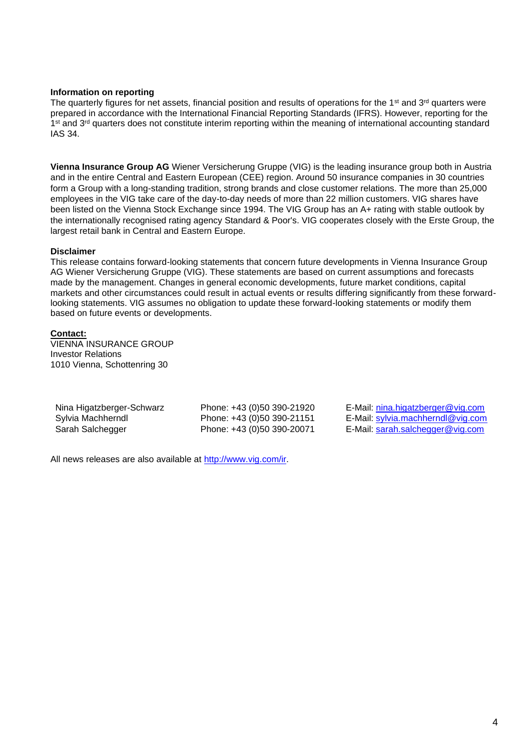**Information on reporting**

The quarterly figures for net assets, financial position and results of operations for the 1st and 3rd quarters were prepared in accordance with the International Financial Reporting Standards (IFRS). However, reporting for the 1st and 3rd quarters does not constitute interim reporting within the meaning of international accounting standard IAS 34.

**Vienna Insurance Group AG** Wiener Versicherung Gruppe (VIG) is the leading insurance group both in Austria and in the entire Central and Eastern European (CEE) region. Around 50 insurance companies in 30 countries form a Group with a long-standing tradition, strong brands and close customer relations. The more than 25,000 employees in the VIG take care of the day-to-day needs of more than 22 million customers. VIG shares have been listed on the Vienna Stock Exchange since 1994. The VIG Group has an A+ rating with stable outlook by the internationally recognised rating agency Standard & Poor's. VIG cooperates closely with the Erste Group, the largest retail bank in Central and Eastern Europe.

**Disclaimer**

This release contains forward-looking statements that concern future developments in Vienna Insurance Group AG Wiener Versicherung Gruppe (VIG). These statements are based on current assumptions and forecasts made by the management. Changes in general economic developments, future market conditions, capital markets and other circumstances could result in actual events or results differing significantly from these forward-looking statements. VIG assumes no obligation to update these forward-looking statements or modify them based on future events or developments.

**Contact:**

VIENNA INSURANCE GROUP
Investor Relations
1010 Vienna, Schottenring 30

| | | |
|---|---|---|
| Nina Higatzberger-Schwarz | Phone: +43 (0)50 390-21920 | E-Mail: nina.higatzberger@vig.com |
| Sylvia Machherndl | Phone: +43 (0)50 390-21151 | E-Mail: sylvia.machherndl@vig.com |
| Sarah Salchegger | Phone: +43 (0)50 390-20071 | E-Mail: sarah.salchegger@vig.com |

All news releases are also available at http://www.vig.com/ir.